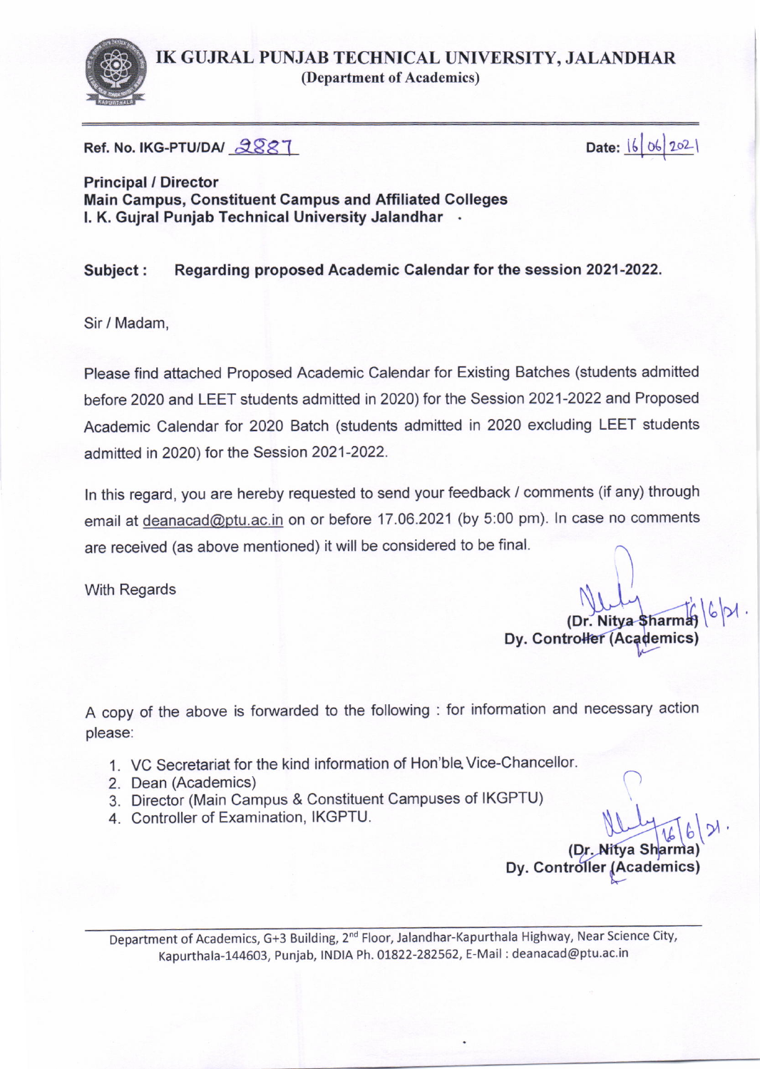# IK GUJRAL PUNJAB TECHNICAL UNIVERSITY, JALANDHAR

**(Department of Academics)**

**Ref. No. IKG-PTU/DA/** 2887 **Date:** 16/06/2021

**Principal / Director**
**Main Campus, Constituent Campus and Affiliated Colleges**
**I. K. Gujral Punjab Technical University Jalandhar**

**Subject : Regarding proposed Academic Calendar for the session 2021-2022.**

Sir / Madam,

Please find attached Proposed Academic Calendar for Existing Batches (students admitted before 2020 and LEET students admitted in 2020) for the Session 2021-2022 and Proposed Academic Calendar for 2020 Batch (students admitted in 2020 excluding LEET students admitted in 2020) for the Session 2021-2022.

In this regard, you are hereby requested to send your feedback / comments (if any) through email at deanacad@ptu.ac.in on or before 17.06.2021 (by 5:00 pm). In case no comments are received (as above mentioned) it will be considered to be final.

With Regards

16/6/21.
**(Dr. Nitya Sharma)**
**Dy. Controller (Academics)**

A copy of the above is forwarded to the following : for information and necessary action please:

1. VC Secretariat for the kind information of Hon'ble Vice-Chancellor.
2. Dean (Academics)
3. Director (Main Campus & Constituent Campuses of IKGPTU)
4. Controller of Examination, IKGPTU.

16/6/21.
**(Dr. Nitya Sharma)**
**Dy. Controller (Academics)**

Department of Academics, G+3 Building, 2nd Floor, Jalandhar-Kapurthala Highway, Near Science City, Kapurthala-144603, Punjab, INDIA Ph. 01822-282562, E-Mail : deanacad@ptu.ac.in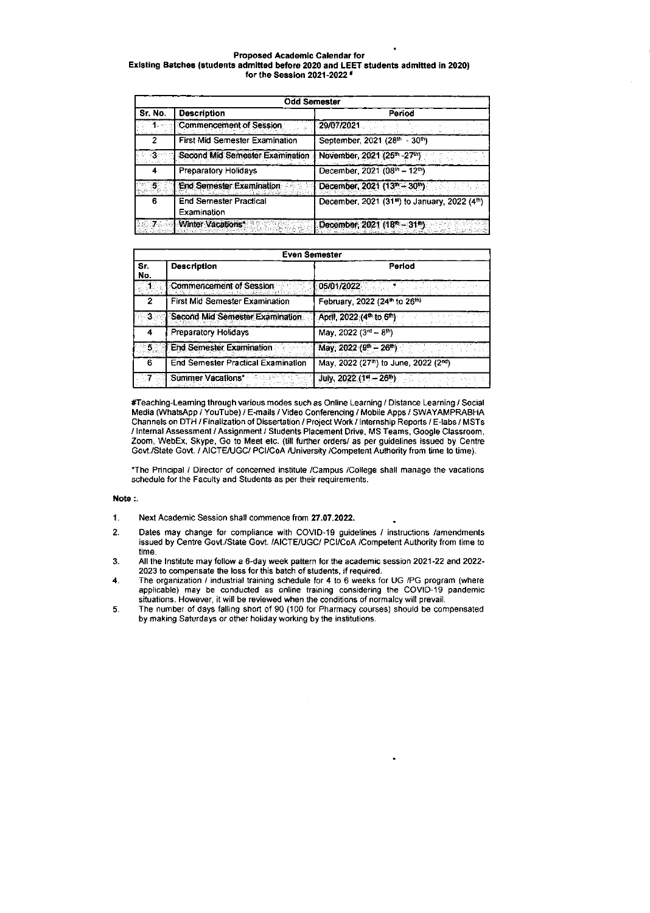**Proposed Academic Calendar for**
**Existing Batches (students admitted before 2020 and LEET students admitted in 2020)**
**for the Session 2021-2022 #**

| Odd Semester | | |
|---|---|---|
| **Sr. No.** | **Description** | **Period** |
| 1 | Commencement of Session | 29/07/2021 |
| 2 | First Mid Semester Examination | September, 2021 (28th - 30th) |
| 3 | Second Mid Semester Examination | November, 2021 (25th -27th) |
| 4 | Preparatory Holidays | December, 2021 (08th – 12th) |
| 5 | End Semester Examination | December, 2021 (13th – 30th) |
| 6 | End Semester Practical Examination | December, 2021 (31st) to January, 2022 (4th) |
| 7 | Winter Vacations* | December, 2021 (18th – 31st) |

| Even Semester | | |
|---|---|---|
| **Sr. No.** | **Description** | **Period** |
| 1 | Commencement of Session | 05/01/2022 |
| 2 | First Mid Semester Examination | February, 2022 (24th to 26th) |
| 3 | Second Mid Semester Examination | April, 2022 (4th to 6th) |
| 4 | Preparatory Holidays | May, 2022 (3rd – 8th) |
| 5 | End Semester Examination | May, 2022 (9th – 26th) |
| 6 | End Semester Practical Examination | May, 2022 (27th) to June, 2022 (2nd) |
| 7 | Summer Vacations* | July, 2022 (1st – 26th) |

#Teaching-Learning through various modes such as Online Learning / Distance Learning / Social Media (WhatsApp / YouTube) / E-mails / Video Conferencing / Mobile Apps / SWAYAMPRABHA Channels on DTH / Finalization of Dissertation / Project Work / Internship Reports / E-labs / MSTs / Internal Assessment / Assignment / Students Placement Drive, MS Teams, Google Classroom, Zoom, WebEx, Skype, Go to Meet etc. (till further orders/ as per guidelines issued by Centre Govt./State Govt. / AICTE/UGC/ PCI/CoA /University /Competent Authority from time to time).

*The Principal / Director of concerned institute /Campus /College shall manage the vacations schedule for the Faculty and Students as per their requirements.

**Note :.**

1. Next Academic Session shall commence from **27.07.2022.**
2. Dates may change for compliance with COVID-19 guidelines / instructions /amendments issued by Centre Govt./State Govt. /AICTE/UGC/ PCI/CoA /Competent Authority from time to time.
3. All the Institute may follow a 6-day week pattern for the academic session 2021-22 and 2022-2023 to compensate the loss for this batch of students, if required.
4. The organization / industrial training schedule for 4 to 6 weeks for UG /PG program (where applicable) may be conducted as online training considering the COVID-19 pandemic situations. However, it will be reviewed when the conditions of normalcy will prevail.
5. The number of days falling short of 90 (100 for Pharmacy courses) should be compensated by making Saturdays or other holiday working by the institutions.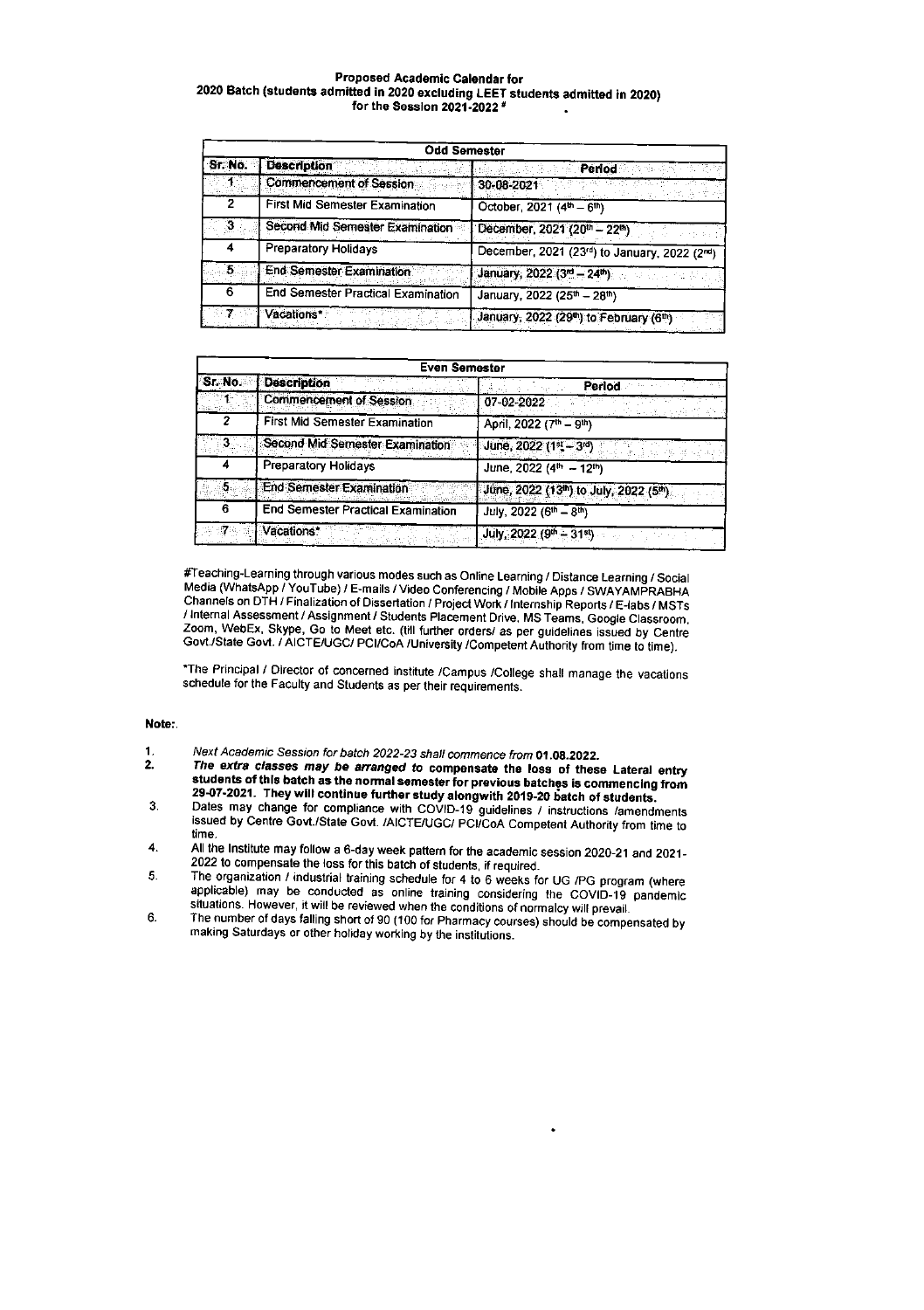**Proposed Academic Calendar for**
**2020 Batch (students admitted in 2020 excluding LEET students admitted in 2020)**
**for the Session 2021-2022 #**

| Odd Semester | | |
|---|---|---|
| **Sr. No.** | **Description** | **Period** |
| 1 | Commencement of Session | 30-08-2021 |
| 2 | First Mid Semester Examination | October, 2021 (4th – 6th) |
| 3 | Second Mid Semester Examination | December, 2021 (20th – 22th) |
| 4 | Preparatory Holidays | December, 2021 (23rd) to January, 2022 (2nd) |
| 5 | End Semester Examination | January, 2022 (3rd – 24th) |
| 6 | End Semester Practical Examination | January, 2022 (25th – 28th) |
| 7 | Vacations* | January, 2022 (29th) to February (6th) |

| Even Semester | | |
|---|---|---|
| **Sr. No.** | **Description** | **Period** |
| 1 | Commencement of Session | 07-02-2022 |
| 2 | First Mid Semester Examination | April, 2022 (7th – 9th) |
| 3 | Second Mid Semester Examination | June, 2022 (1st – 3rd) |
| 4 | Preparatory Holidays | June, 2022 (4th – 12th) |
| 5 | End Semester Examination | June, 2022 (13th) to July, 2022 (5th) |
| 6 | End Semester Practical Examination | July, 2022 (6th – 8th) |
| 7 | Vacations* | July, 2022 (9th – 31st) |

#Teaching-Learning through various modes such as Online Learning / Distance Learning / Social Media (WhatsApp / YouTube) / E-mails / Video Conferencing / Mobile Apps / SWAYAMPRABHA Channels on DTH / Finalization of Dissertation / Project Work / Internship Reports / E-labs / MSTs / Internal Assessment / Assignment / Students Placement Drive, MS Teams, Google Classroom, Zoom, WebEx, Skype, Go to Meet etc. (till further orders/ as per guidelines issued by Centre Govt./State Govt. / AICTE/UGC/ PCI/CoA /University /Competent Authority from time to time).

*The Principal / Director of concerned institute /Campus /College shall manage the vacations schedule for the Faculty and Students as per their requirements.

**Note:**

1. *Next Academic Session for batch 2022-23 shall commence from* **01.08.2022.**
2. ***The extra classes may be arranged to*** **compensate the loss of these Lateral entry students of this batch as the normal semester for previous batches is commencing from 29-07-2021. They will continue further study alongwith 2019-20 batch of students.**
3. Dates may change for compliance with COVID-19 guidelines / instructions /amendments issued by Centre Govt./State Govt. /AICTE/UGC/ PCI/CoA Competent Authority from time to time.
4. All the Institute may follow a 6-day week pattern for the academic session 2020-21 and 2021-2022 to compensate the loss for this batch of students, if required.
5. The organization / industrial training schedule for 4 to 6 weeks for UG /PG program (where applicable) may be conducted as online training considering the COVID-19 pandemic situations. However, it will be reviewed when the conditions of normalcy will prevail.
6. The number of days falling short of 90 (100 for Pharmacy courses) should be compensated by making Saturdays or other holiday working by the institutions.